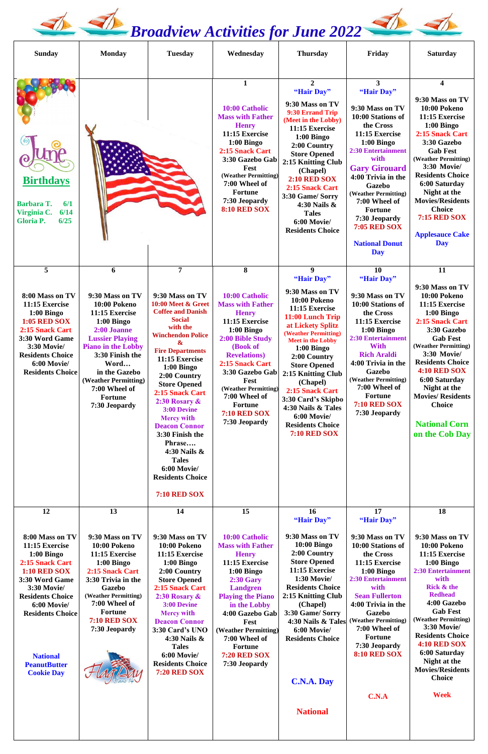# Broadview Activities for June 2022

| Sunday | Monday | Tuesday | Wednesday | Thursday | Friday | Saturday |
|---|---|---|---|---|---|---|
| **June Birthdays**<br>Barbara T. 6/1<br>Virginia C. 6/14<br>Gloria P. 6/25 | | | **1**<br>10:00 Catholic Mass with Father Henry<br>11:15 Exercise<br>1:00 Bingo<br>2:15 Snack Cart<br>3:30 Gazebo Gab Fest<br>(Weather Permitting)<br>7:00 Wheel of Fortune<br>7:30 Jeopardy<br>8:10 RED SOX | **2**<br>"Hair Day"<br>9:30 Mass on TV<br>9:30 Errand Trip (Meet in the Lobby)<br>11:15 Exercise<br>1:00 Bingo<br>2:00 Country Store Opened<br>2:15 Knitting Club (Chapel)<br>2:10 RED SOX<br>2:15 Snack Cart<br>3:30 Game/ Sorry<br>4:30 Nails & Tales<br>6:00 Movie/ Residents Choice | **3**<br>"Hair Day"<br>9:30 Mass on TV<br>10:00 Stations of the Cross<br>11:15 Exercise<br>1:00 Bingo<br>2:30 Entertainment with Gary Girouard<br>4:00 Trivia in the Gazebo<br>(Weather Permitting)<br>7:00 Wheel of Fortune<br>7:30 Jeopardy<br>7:05 RED SOX<br><br>National Donut Day | **4**<br>9:30 Mass on TV<br>10:00 Pokeno<br>11:15 Exercise<br>1:00 Bingo<br>2:15 Snack Cart<br>3:30 Gazebo Gab Fest<br>(Weather Permitting)<br>3:30 Movie/ Residents Choice<br>6:00 Saturday Night at the Movies/Residents Choice<br>7:15 RED SOX<br><br>Applesauce Cake Day |
| **5**<br>8:00 Mass on TV<br>11:15 Exercise<br>1:00 Bingo<br>1:05 RED SOX<br>2:15 Snack Cart<br>3:30 Word Game<br>3:30 Movie/ Residents Choice<br>6:00 Movie/ Residents Choice | **6**<br>9:30 Mass on TV<br>10:00 Pokeno<br>11:15 Exercise<br>1:00 Bingo<br>2:00 Joanne Lussier Playing Piano in the Lobby<br>3:30 Finish the Word…<br>in the Gazebo<br>(Weather Permitting)<br>7:00 Wheel of Fortune<br>7:30 Jeopardy | **7**<br>9:30 Mass on TV<br>10:00 Meet & Greet Coffee and Danish Social with the Winchendon Police & Fire Departments<br>11:15 Exercise<br>1:00 Bingo<br>2:00 Country Store Opened<br>2:15 Snack Cart<br>2:30 Rosary & 3:00 Devine Mercy with Deacon Connor<br>3:30 Finish the Phrase….<br>4:30 Nails & Tales<br>6:00 Movie/ Residents Choice<br><br>7:10 RED SOX | **8**<br>10:00 Catholic Mass with Father Henry<br>11:15 Exercise<br>1:00 Bingo<br>2:00 Bible Study (Book of Revelations)<br>2:15 Snack Cart<br>3:30 Gazebo Gab Fest<br>(Weather Permitting)<br>7:00 Wheel of Fortune<br>7:10 RED SOX<br>7:30 Jeopardy | **9**<br>"Hair Day"<br>9:30 Mass on TV<br>10:00 Pokeno<br>11:15 Exercise<br>11:00 Lunch Trip at Lickety Splitz<br>(Weather Permitting)<br>Meet in the Lobby<br>1:00 Bingo<br>2:00 Country Store Opened<br>2:15 Knitting Club (Chapel)<br>2:15 Snack Cart<br>3:30 Card's Skipbo<br>4:30 Nails & Tales<br>6:00 Movie/ Residents Choice<br>7:10 RED SOX | **10**<br>"Hair Day"<br>9:30 Mass on TV<br>10:00 Stations of the Cross<br>11:15 Exercise<br>1:00 Bingo<br>2:30 Entertainment With Rich Araldi<br>4:00 Trivia in the Gazebo<br>(Weather Permitting)<br>7:00 Wheel of Fortune<br>7:10 RED SOX<br>7:30 Jeopardy | **11**<br>9:30 Mass on TV<br>10:00 Pokeno<br>11:15 Exercise<br>1:00 Bingo<br>2:15 Snack Cart<br>3:30 Gazebo Gab Fest<br>(Weather Permitting)<br>3:30 Movie/ Residents Choice<br>4:10 RED SOX<br>6:00 Saturday Night at the Movies/ Residents Choice<br><br>National Corn on the Cob Day |
| **12**<br>8:00 Mass on TV<br>11:15 Exercise<br>1:00 Bingo<br>2:15 Snack Cart<br>1:10 RED SOX<br>3:30 Word Game<br>3:30 Movie/ Residents Choice<br>6:00 Movie/ Residents Choice<br><br>National PeanutButter Cookie Day | **13**<br>9:30 Mass on TV<br>10:00 Pokeno<br>11:15 Exercise<br>1:00 Bingo<br>2:15 Snack Cart<br>3:30 Trivia in the Gazebo<br>(Weather Permitting)<br>7:00 Wheel of Fortune<br>7:10 RED SOX<br>7:30 Jeopardy<br><br>Flag Day June 14 | **14**<br>9:30 Mass on TV<br>10:00 Pokeno<br>11:15 Exercise<br>1:00 Bingo<br>2:00 Country Store Opened<br>2:15 Snack Cart<br>2:30 Rosary & 3:00 Devine Mercy with Deacon Connor<br>3:30 Card's UNO<br>4:30 Nails & Tales<br>6:00 Movie/ Residents Choice<br>7:20 RED SOX | **15**<br>10:00 Catholic Mass with Father Henry<br>11:15 Exercise<br>1:00 Bingo<br>2:30 Gary Landgren Playing the Piano in the Lobby<br>4:00 Gazebo Gab Fest<br>(Weather Permitting)<br>7:00 Wheel of Fortune<br>7:20 RED SOX<br>7:30 Jeopardy | **16**<br>"Hair Day"<br>9:30 Mass on TV<br>10:00 Bingo<br>2:00 Country Store Opened<br>11:15 Exercise<br>1:30 Movie/ Residents Choice<br>2:15 Knitting Club (Chapel)<br>3:30 Game/ Sorry<br>4:30 Nails & Tales<br>6:00 Movie/ Residents Choice<br><br>C.N.A. Day<br><br>National | **17**<br>"Hair Day"<br>9:30 Mass on TV<br>10:00 Stations of the Cross<br>11:15 Exercise<br>1:00 Bingo<br>2:30 Entertainment with Sean Fullerton<br>4:00 Trivia in the Gazebo<br>(Weather Permitting)<br>7:00 Wheel of Fortune<br>7:30 Jeopardy<br>8:10 RED SOX<br><br>C.N.A | **18**<br>9:30 Mass on TV<br>10:00 Pokeno<br>11:15 Exercise<br>1:00 Bingo<br>2:30 Entertainment with Rick & the Redhead<br>4:00 Gazebo Gab Fest<br>(Weather Permitting)<br>3:30 Movie/ Residents Choice<br>4:10 RED SOX<br>6:00 Saturday Night at the Movies/Residents Choice<br><br>Week |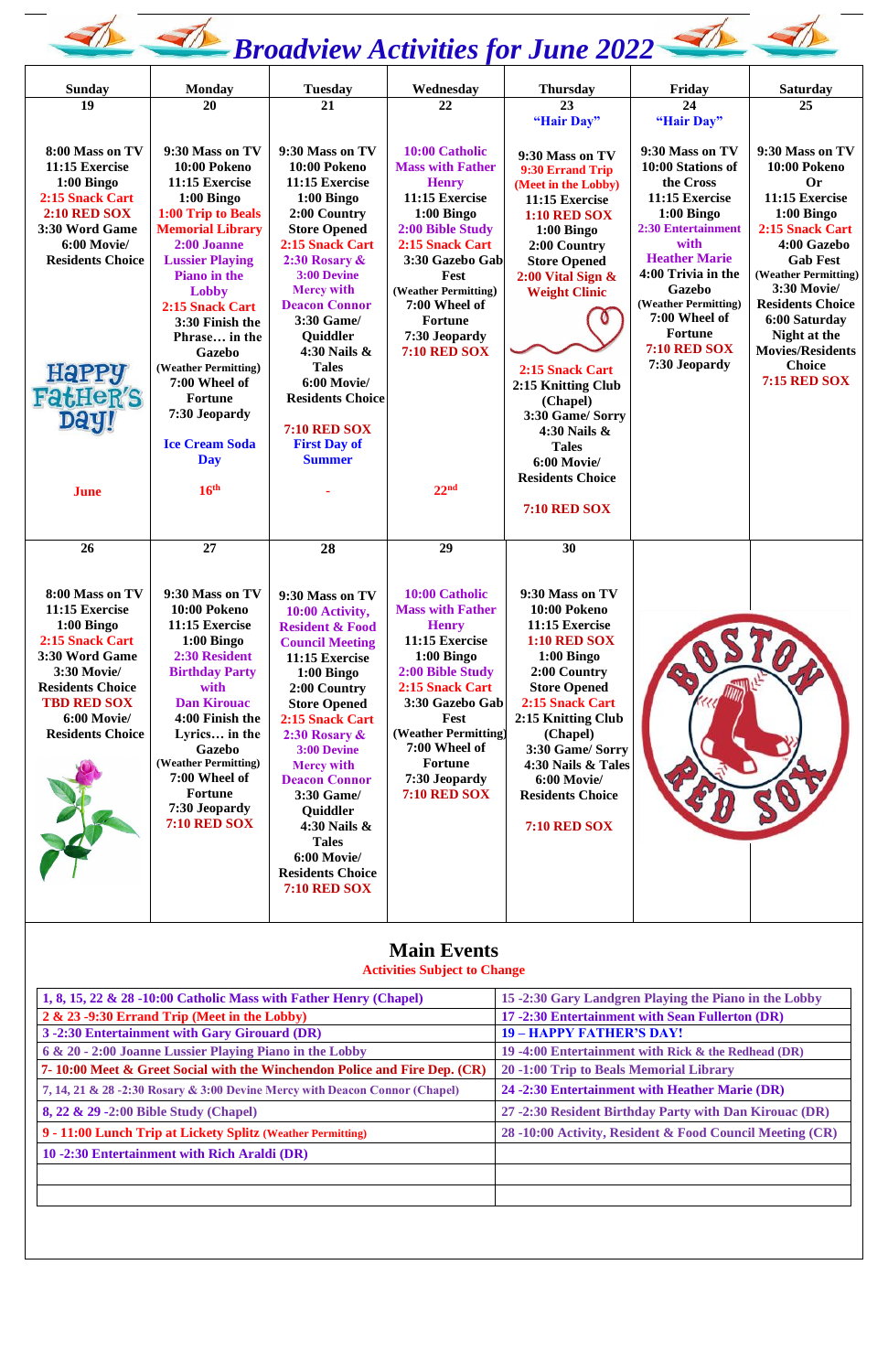# Broadview Activities for June 2022

| Sunday | Monday | Tuesday | Wednesday | Thursday | Friday | Saturday |
|---|---|---|---|---|---|---|
| 19<br><br>8:00 Mass on TV<br>11:15 Exercise<br>1:00 Bingo<br>2:15 Snack Cart<br>2:10 RED SOX<br>3:30 Word Game<br>6:00 Movie/ Residents Choice<br><br>HaPPY FatHeR's Day!<br><br>June | 20<br><br>9:30 Mass on TV<br>10:00 Pokeno<br>11:15 Exercise<br>1:00 Bingo<br>1:00 Trip to Beals Memorial Library<br>2:00 Joanne Lussier Playing Piano in the Lobby<br>2:15 Snack Cart<br>3:30 Finish the Phrase… in the Gazebo<br>(Weather Permitting)<br>7:00 Wheel of Fortune<br>7:30 Jeopardy<br><br>Ice Cream Soda Day<br><br>16th | 21<br><br>9:30 Mass on TV<br>10:00 Pokeno<br>11:15 Exercise<br>1:00 Bingo<br>2:00 Country Store Opened<br>2:15 Snack Cart<br>2:30 Rosary & 3:00 Devine Mercy with Deacon Connor<br>3:30 Game/ Quiddler<br>4:30 Nails & Tales<br>6:00 Movie/ Residents Choice<br><br>7:10 RED SOX<br>First Day of Summer<br><br>- | 22<br><br>10:00 Catholic Mass with Father Henry<br>11:15 Exercise<br>1:00 Bingo<br>2:00 Bible Study<br>2:15 Snack Cart<br>3:30 Gazebo Gab Fest<br>(Weather Permitting)<br>7:00 Wheel of Fortune<br>7:30 Jeopardy<br>7:10 RED SOX<br><br>22nd | 23<br>"Hair Day"<br><br>9:30 Mass on TV<br>9:30 Errand Trip (Meet in the Lobby)<br>11:15 Exercise<br>1:10 RED SOX<br>1:00 Bingo<br>2:00 Country Store Opened<br>2:00 Vital Sign & Weight Clinic<br><br>2:15 Snack Cart<br>2:15 Knitting Club (Chapel)<br>3:30 Game/ Sorry<br>4:30 Nails & Tales<br>6:00 Movie/ Residents Choice<br><br>7:10 RED SOX | 24<br>"Hair Day"<br><br>9:30 Mass on TV<br>10:00 Stations of the Cross<br>11:15 Exercise<br>1:00 Bingo<br>2:30 Entertainment with Heather Marie<br>4:00 Trivia in the Gazebo<br>(Weather Permitting)<br>7:00 Wheel of Fortune<br>7:10 RED SOX<br>7:30 Jeopardy | 25<br><br>9:30 Mass on TV<br>10:00 Pokeno Or<br>11:15 Exercise<br>1:00 Bingo<br>2:15 Snack Cart<br>4:00 Gazebo Gab Fest<br>(Weather Permitting)<br>3:30 Movie/ Residents Choice<br>6:00 Saturday Night at the Movies/Residents Choice<br>7:15 RED SOX |
| 26<br><br>8:00 Mass on TV<br>11:15 Exercise<br>1:00 Bingo<br>2:15 Snack Cart<br>3:30 Word Game<br>3:30 Movie/ Residents Choice<br>TBD RED SOX<br>6:00 Movie/ Residents Choice | 27<br><br>9:30 Mass on TV<br>10:00 Pokeno<br>11:15 Exercise<br>1:00 Bingo<br>2:30 Resident Birthday Party with Dan Kirouac<br>4:00 Finish the Lyrics… in the Gazebo<br>(Weather Permitting)<br>7:00 Wheel of Fortune<br>7:30 Jeopardy<br>7:10 RED SOX | 28<br><br>9:30 Mass on TV<br>10:00 Activity, Resident & Food Council Meeting<br>11:15 Exercise<br>1:00 Bingo<br>2:00 Country Store Opened<br>2:15 Snack Cart<br>2:30 Rosary & 3:00 Devine Mercy with Deacon Connor<br>3:30 Game/ Quiddler<br>4:30 Nails & Tales<br>6:00 Movie/ Residents Choice<br>7:10 RED SOX | 29<br><br>10:00 Catholic Mass with Father Henry<br>11:15 Exercise<br>1:00 Bingo<br>2:00 Bible Study<br>2:15 Snack Cart<br>3:30 Gazebo Gab Fest<br>(Weather Permitting)<br>7:00 Wheel of Fortune<br>7:30 Jeopardy<br>7:10 RED SOX | 30<br><br>9:30 Mass on TV<br>10:00 Pokeno<br>11:15 Exercise<br>1:10 RED SOX<br>1:00 Bingo<br>2:00 Country Store Opened<br>2:15 Snack Cart<br>2:15 Knitting Club (Chapel)<br>3:30 Game/ Sorry<br>4:30 Nails & Tales<br>6:00 Movie/ Residents Choice<br><br>7:10 RED SOX | BOSTON RED SOX | |

## Main Events

Activities Subject to Change

| | |
|---|---|
| 1, 8, 15, 22 & 28 -10:00 Catholic Mass with Father Henry (Chapel) | 15 -2:30 Gary Landgren Playing the Piano in the Lobby |
| 2 & 23 -9:30 Errand Trip (Meet in the Lobby) | 17 -2:30 Entertainment with Sean Fullerton (DR) |
| 3 -2:30 Entertainment with Gary Girouard (DR) | 19 – HAPPY FATHER'S DAY! |
| 6 & 20 - 2:00 Joanne Lussier Playing Piano in the Lobby | 19 -4:00 Entertainment with Rick & the Redhead (DR) |
| 7- 10:00 Meet & Greet Social with the Winchendon Police and Fire Dep. (CR) | 20 -1:00 Trip to Beals Memorial Library |
| 7, 14, 21 & 28 -2:30 Rosary & 3:00 Devine Mercy with Deacon Connor (Chapel) | 24 -2:30 Entertainment with Heather Marie (DR) |
| 8, 22 & 29 -2:00 Bible Study (Chapel) | 27 -2:30 Resident Birthday Party with Dan Kirouac (DR) |
| 9 - 11:00 Lunch Trip at Lickety Splitz (Weather Permitting) | 28 -10:00 Activity, Resident & Food Council Meeting (CR) |
| 10 -2:30 Entertainment with Rich Araldi (DR) | |
| | |
| | |